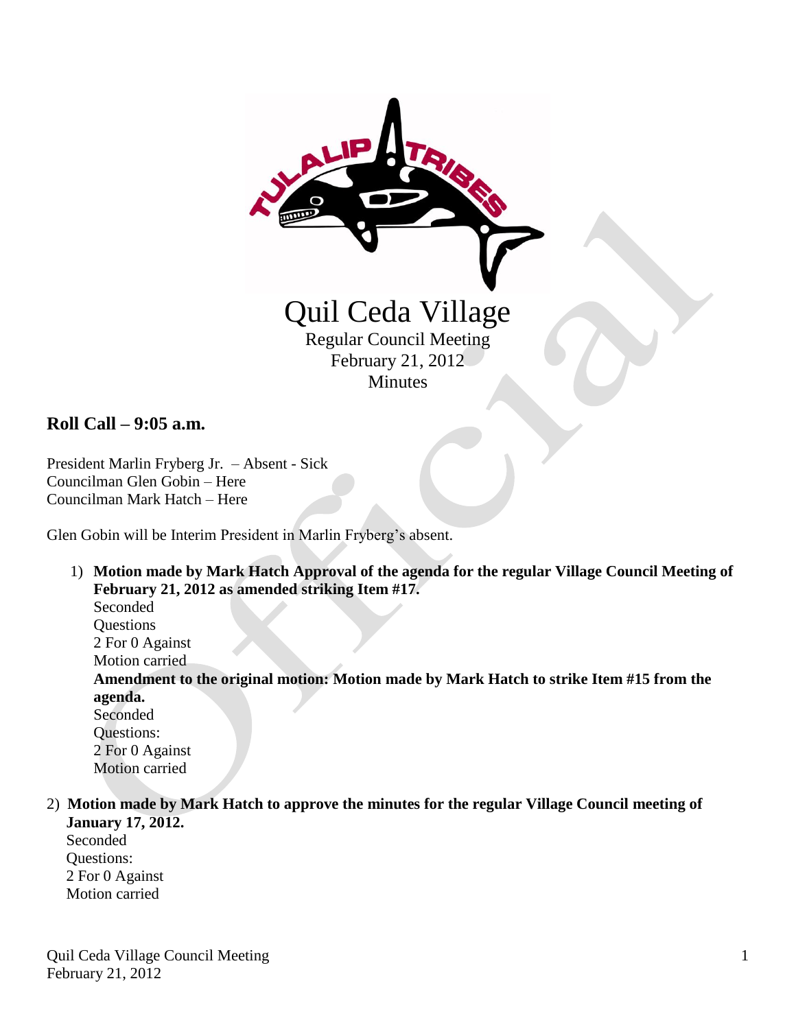# Quil Ceda Village

Regular Council Meeting
February 21, 2012
Minutes

## Roll Call – 9:05 a.m.

President Marlin Fryberg Jr. – Absent - Sick
Councilman Glen Gobin – Here
Councilman Mark Hatch – Here

Glen Gobin will be Interim President in Marlin Fryberg's absent.

1) **Motion made by Mark Hatch Approval of the agenda for the regular Village Council Meeting of February 21, 2012 as amended striking Item #17.**
   Seconded
   Questions
   2 For 0 Against
   Motion carried
   **Amendment to the original motion: Motion made by Mark Hatch to strike Item #15 from the agenda.**
   Seconded
   Questions:
   2 For 0 Against
   Motion carried

2) **Motion made by Mark Hatch to approve the minutes for the regular Village Council meeting of January 17, 2012.**
   Seconded
   Questions:
   2 For 0 Against
   Motion carried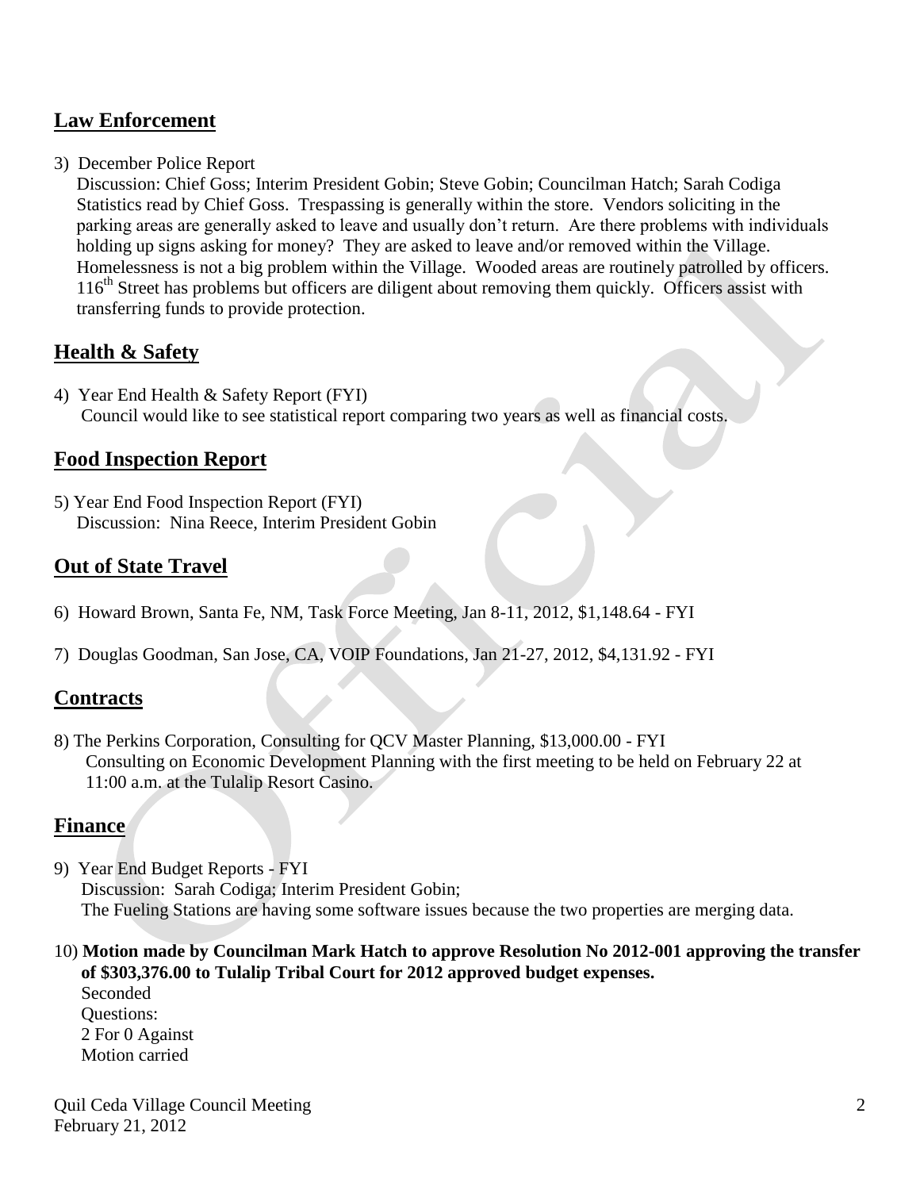## Law Enforcement

3) December Police Report

Discussion: Chief Goss; Interim President Gobin; Steve Gobin; Councilman Hatch; Sarah Codiga

Statistics read by Chief Goss. Trespassing is generally within the store. Vendors soliciting in the parking areas are generally asked to leave and usually don't return. Are there problems with individuals holding up signs asking for money? They are asked to leave and/or removed within the Village. Homelessness is not a big problem within the Village. Wooded areas are routinely patrolled by officers. 116th Street has problems but officers are diligent about removing them quickly. Officers assist with transferring funds to provide protection.

## Health & Safety

4) Year End Health & Safety Report (FYI)

Council would like to see statistical report comparing two years as well as financial costs.

## Food Inspection Report

5) Year End Food Inspection Report (FYI)

Discussion: Nina Reece, Interim President Gobin

## Out of State Travel

6) Howard Brown, Santa Fe, NM, Task Force Meeting, Jan 8-11, 2012, $1,148.64 - FYI

7) Douglas Goodman, San Jose, CA, VOIP Foundations, Jan 21-27, 2012, $4,131.92 - FYI

## Contracts

8) The Perkins Corporation, Consulting for QCV Master Planning, $13,000.00 - FYI

Consulting on Economic Development Planning with the first meeting to be held on February 22 at 11:00 a.m. at the Tulalip Resort Casino.

## Finance

9) Year End Budget Reports - FYI

Discussion: Sarah Codiga; Interim President Gobin;

The Fueling Stations are having some software issues because the two properties are merging data.

10) **Motion made by Councilman Mark Hatch to approve Resolution No 2012-001 approving the transfer of $303,376.00 to Tulalip Tribal Court for 2012 approved budget expenses.**

Seconded

Questions:

2 For 0 Against

Motion carried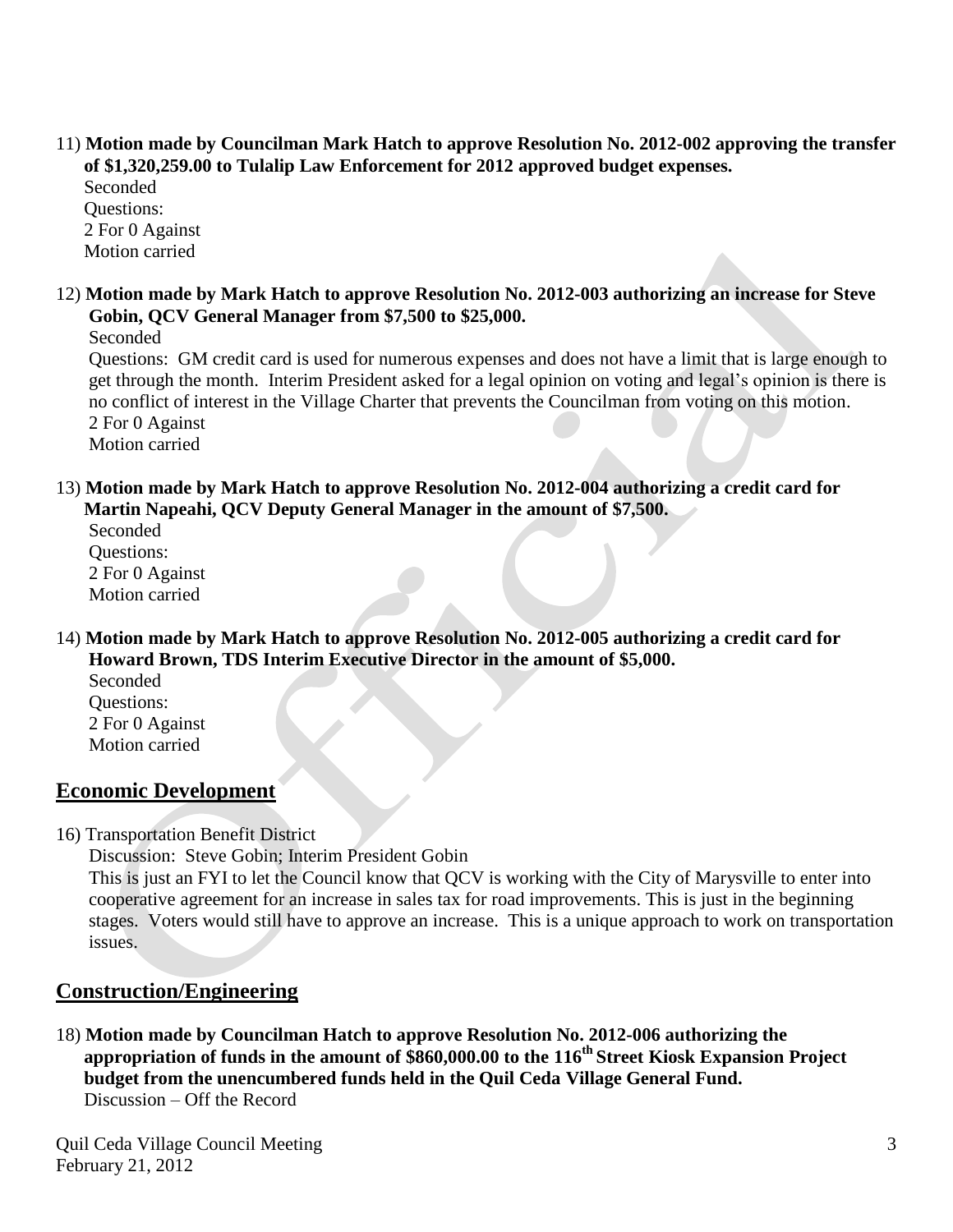11) **Motion made by Councilman Mark Hatch to approve Resolution No. 2012-002 approving the transfer of $1,320,259.00 to Tulalip Law Enforcement for 2012 approved budget expenses.**
Seconded
Questions:
2 For 0 Against
Motion carried

12) **Motion made by Mark Hatch to approve Resolution No. 2012-003 authorizing an increase for Steve Gobin, QCV General Manager from $7,500 to $25,000.**
Seconded
Questions: GM credit card is used for numerous expenses and does not have a limit that is large enough to get through the month. Interim President asked for a legal opinion on voting and legal's opinion is there is no conflict of interest in the Village Charter that prevents the Councilman from voting on this motion.
2 For 0 Against
Motion carried

13) **Motion made by Mark Hatch to approve Resolution No. 2012-004 authorizing a credit card for Martin Napeahi, QCV Deputy General Manager in the amount of $7,500.**
Seconded
Questions:
2 For 0 Against
Motion carried

14) **Motion made by Mark Hatch to approve Resolution No. 2012-005 authorizing a credit card for Howard Brown, TDS Interim Executive Director in the amount of $5,000.**
Seconded
Questions:
2 For 0 Against
Motion carried

## Economic Development

16) Transportation Benefit District
Discussion: Steve Gobin; Interim President Gobin
This is just an FYI to let the Council know that QCV is working with the City of Marysville to enter into cooperative agreement for an increase in sales tax for road improvements. This is just in the beginning stages. Voters would still have to approve an increase. This is a unique approach to work on transportation issues.

## Construction/Engineering

18) **Motion made by Councilman Hatch to approve Resolution No. 2012-006 authorizing the appropriation of funds in the amount of $860,000.00 to the 116th Street Kiosk Expansion Project budget from the unencumbered funds held in the Quil Ceda Village General Fund.**
Discussion – Off the Record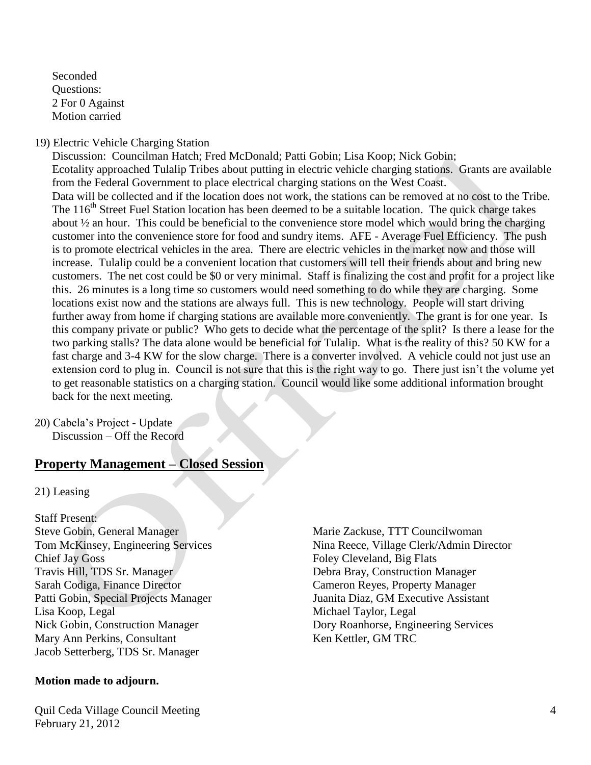Seconded
Questions:
2 For 0 Against
Motion carried

19) Electric Vehicle Charging Station

Discussion: Councilman Hatch; Fred McDonald; Patti Gobin; Lisa Koop; Nick Gobin;
Ecotality approached Tulalip Tribes about putting in electric vehicle charging stations. Grants are available from the Federal Government to place electrical charging stations on the West Coast.
Data will be collected and if the location does not work, the stations can be removed at no cost to the Tribe. The 116th Street Fuel Station location has been deemed to be a suitable location. The quick charge takes about ½ an hour. This could be beneficial to the convenience store model which would bring the charging customer into the convenience store for food and sundry items. AFE - Average Fuel Efficiency. The push is to promote electrical vehicles in the area. There are electric vehicles in the market now and those will increase. Tulalip could be a convenient location that customers will tell their friends about and bring new customers. The net cost could be $0 or very minimal. Staff is finalizing the cost and profit for a project like this. 26 minutes is a long time so customers would need something to do while they are charging. Some locations exist now and the stations are always full. This is new technology. People will start driving further away from home if charging stations are available more conveniently. The grant is for one year. Is this company private or public? Who gets to decide what the percentage of the split? Is there a lease for the two parking stalls? The data alone would be beneficial for Tulalip. What is the reality of this? 50 KW for a fast charge and 3-4 KW for the slow charge. There is a converter involved. A vehicle could not just use an extension cord to plug in. Council is not sure that this is the right way to go. There just isn't the volume yet to get reasonable statistics on a charging station. Council would like some additional information brought back for the next meeting.

20) Cabela's Project - Update
Discussion – Off the Record

## Property Management – Closed Session

21) Leasing

Staff Present:
Steve Gobin, General Manager
Tom McKinsey, Engineering Services
Chief Jay Goss
Travis Hill, TDS Sr. Manager
Sarah Codiga, Finance Director
Patti Gobin, Special Projects Manager
Lisa Koop, Legal
Nick Gobin, Construction Manager
Mary Ann Perkins, Consultant
Jacob Setterberg, TDS Sr. Manager
Marie Zackuse, TTT Councilwoman
Nina Reece, Village Clerk/Admin Director
Foley Cleveland, Big Flats
Debra Bray, Construction Manager
Cameron Reyes, Property Manager
Juanita Diaz, GM Executive Assistant
Michael Taylor, Legal
Dory Roanhorse, Engineering Services
Ken Kettler, GM TRC

**Motion made to adjourn.**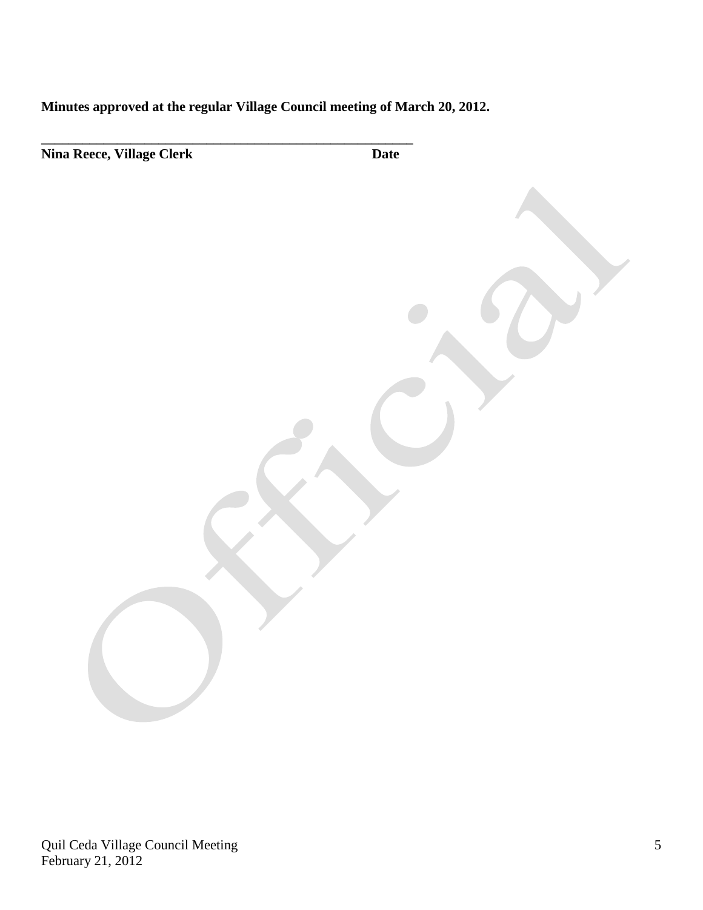**Minutes approved at the regular Village Council meeting of March 20, 2012.**

\_\_\_\_\_\_\_\_\_\_\_\_\_\_\_\_\_\_\_\_\_\_\_\_\_\_\_\_\_\_\_\_\_\_\_\_\_\_\_\_\_\_\_\_\_\_\_\_\_\_\_\_

**Nina Reece, Village Clerk** **Date**